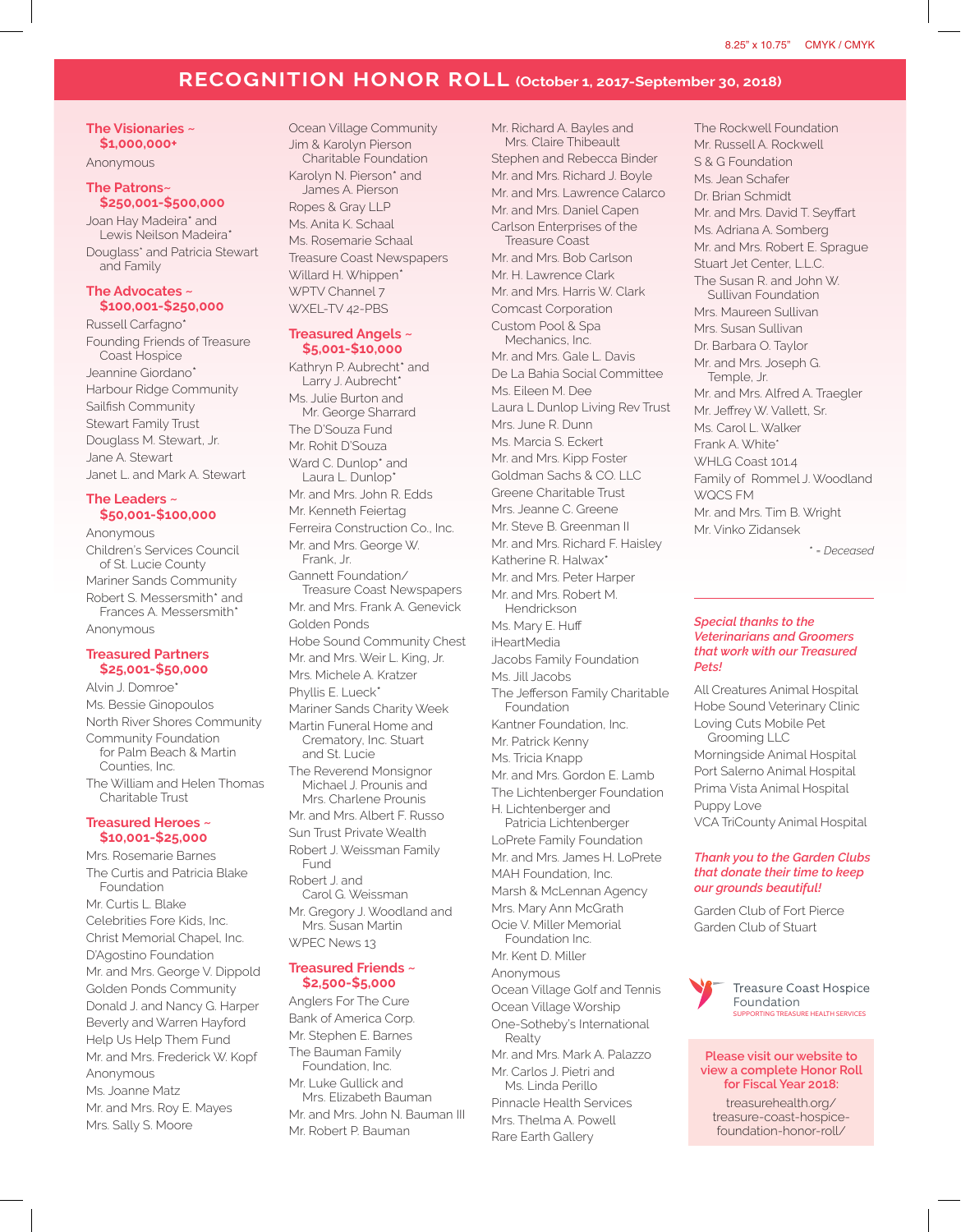# RECOGNITION HONOR ROLL (October 1, 2017-September 30, 2018)

## The Visionaries ~ $1,000,000+

Anonymous

## The Patrons~ $250,001-$500,000

Joan Hay Madeira* and Lewis Neilson Madeira*
Douglass* and Patricia Stewart and Family

## The Advocates ~ $100,001-$250,000

Russell Carfagno*
Founding Friends of Treasure Coast Hospice
Jeannine Giordano*
Harbour Ridge Community
Sailfish Community
Stewart Family Trust
Douglass M. Stewart, Jr.
Jane A. Stewart
Janet L. and Mark A. Stewart

## The Leaders ~ $50,001-$100,000

Anonymous
Children's Services Council of St. Lucie County
Mariner Sands Community
Robert S. Messersmith* and Frances A. Messersmith*
Anonymous

## Treasured Partners $25,001-$50,000

Alvin J. Domroe*
Ms. Bessie Ginopoulos
North River Shores Community
Community Foundation for Palm Beach & Martin Counties, Inc.
The William and Helen Thomas Charitable Trust

## Treasured Heroes ~ $10,001-$25,000

Mrs. Rosemarie Barnes
The Curtis and Patricia Blake Foundation
Mr. Curtis L. Blake
Celebrities Fore Kids, Inc.
Christ Memorial Chapel, Inc.
D'Agostino Foundation
Mr. and Mrs. George V. Dippold
Golden Ponds Community
Donald J. and Nancy G. Harper
Beverly and Warren Hayford
Help Us Help Them Fund
Mr. and Mrs. Frederick W. Kopf
Anonymous
Ms. Joanne Matz
Mr. and Mrs. Roy E. Mayes
Mrs. Sally S. Moore
Ocean Village Community
Jim & Karolyn Pierson Charitable Foundation
Karolyn N. Pierson* and James A. Pierson
Ropes & Gray LLP
Ms. Anita K. Schaal
Ms. Rosemarie Schaal
Treasure Coast Newspapers
Willard H. Whippen*
WPTV Channel 7
WXEL-TV 42-PBS

## Treasured Angels ~ $5,001-$10,000

Kathryn P. Aubrecht* and Larry J. Aubrecht*
Ms. Julie Burton and Mr. George Sharrard
The D'Souza Fund
Mr. Rohit D'Souza
Ward C. Dunlop* and Laura L. Dunlop*
Mr. and Mrs. John R. Edds
Mr. Kenneth Feiertag
Ferreira Construction Co., Inc.
Mr. and Mrs. George W. Frank, Jr.
Gannett Foundation/ Treasure Coast Newspapers
Mr. and Mrs. Frank A. Genevick
Golden Ponds
Hobe Sound Community Chest
Mr. and Mrs. Weir L. King, Jr.
Mrs. Michele A. Kratzer
Phyllis E. Lueck*
Mariner Sands Charity Week
Martin Funeral Home and Crematory, Inc. Stuart and St. Lucie
The Reverend Monsignor Michael J. Prounis and Mrs. Charlene Prounis
Mr. and Mrs. Albert F. Russo
Sun Trust Private Wealth
Robert J. Weissman Family Fund
Robert J. and Carol G. Weissman
Mr. Gregory J. Woodland and Mrs. Susan Martin
WPEC News 13

## Treasured Friends ~ $2,500-$5,000

Anglers For The Cure
Bank of America Corp.
Mr. Stephen E. Barnes
The Bauman Family Foundation, Inc.
Mr. Luke Gullick and Mrs. Elizabeth Bauman
Mr. and Mrs. John N. Bauman III
Mr. Robert P. Bauman
Mr. Richard A. Bayles and Mrs. Claire Thibeault
Stephen and Rebecca Binder
Mr. and Mrs. Richard J. Boyle
Mr. and Mrs. Lawrence Calarco
Mr. and Mrs. Daniel Capen
Carlson Enterprises of the Treasure Coast
Mr. and Mrs. Bob Carlson
Mr. H. Lawrence Clark
Mr. and Mrs. Harris W. Clark
Comcast Corporation
Custom Pool & Spa Mechanics, Inc.
Mr. and Mrs. Gale L. Davis
De La Bahia Social Committee
Ms. Eileen M. Dee
Laura L Dunlop Living Rev Trust
Mrs. June R. Dunn
Ms. Marcia S. Eckert
Mr. and Mrs. Kipp Foster
Goldman Sachs & CO. LLC
Greene Charitable Trust
Mrs. Jeanne C. Greene
Mr. Steve B. Greenman II
Mr. and Mrs. Richard F. Haisley
Katherine R. Halwax*
Mr. and Mrs. Peter Harper
Mr. and Mrs. Robert M. Hendrickson
Ms. Mary E. Huff
iHeartMedia
Jacobs Family Foundation
Ms. Jill Jacobs
The Jefferson Family Charitable Foundation
Kantner Foundation, Inc.
Mr. Patrick Kenny
Ms. Tricia Knapp
Mr. and Mrs. Gordon E. Lamb
The Lichtenberger Foundation
H. Lichtenberger and Patricia Lichtenberger
LoPrete Family Foundation
Mr. and Mrs. James H. LoPrete
MAH Foundation, Inc.
Marsh & McLennan Agency
Mrs. Mary Ann McGrath
Ocie V. Miller Memorial Foundation Inc.
Mr. Kent D. Miller
Anonymous
Ocean Village Golf and Tennis
Ocean Village Worship
One-Sotheby's International Realty
Mr. and Mrs. Mark A. Palazzo
Mr. Carlos J. Pietri and Ms. Linda Perillo
Pinnacle Health Services
Mrs. Thelma A. Powell
Rare Earth Gallery
The Rockwell Foundation
Mr. Russell A. Rockwell
S & G Foundation
Ms. Jean Schafer
Dr. Brian Schmidt
Mr. and Mrs. David T. Seyffart
Ms. Adriana A. Somberg
Mr. and Mrs. Robert E. Sprague
Stuart Jet Center, L.L.C.
The Susan R. and John W. Sullivan Foundation
Mrs. Maureen Sullivan
Mrs. Susan Sullivan
Dr. Barbara O. Taylor
Mr. and Mrs. Joseph G. Temple, Jr.
Mr. and Mrs. Alfred A. Traegler
Mr. Jeffrey W. Vallett, Sr.
Ms. Carol L. Walker
Frank A. White*
WHLG Coast 101.4
Family of Rommel J. Woodland
WQCS FM
Mr. and Mrs. Tim B. Wright
Mr. Vinko Zidansek

*\* = Deceased*

***Special thanks to the Veterinarians and Groomers that work with our Treasured Pets!***

All Creatures Animal Hospital
Hobe Sound Veterinary Clinic
Loving Cuts Mobile Pet Grooming LLC
Morningside Animal Hospital
Port Salerno Animal Hospital
Prima Vista Animal Hospital
Puppy Love
VCA TriCounty Animal Hospital

***Thank you to the Garden Clubs that donate their time to keep our grounds beautiful!***

Garden Club of Fort Pierce
Garden Club of Stuart

Treasure Coast Hospice Foundation
SUPPORTING TREASURE HEALTH SERVICES

**Please visit our website to view a complete Honor Roll for Fiscal Year 2018:**

treasurehealth.org/treasure-coast-hospice-foundation-honor-roll/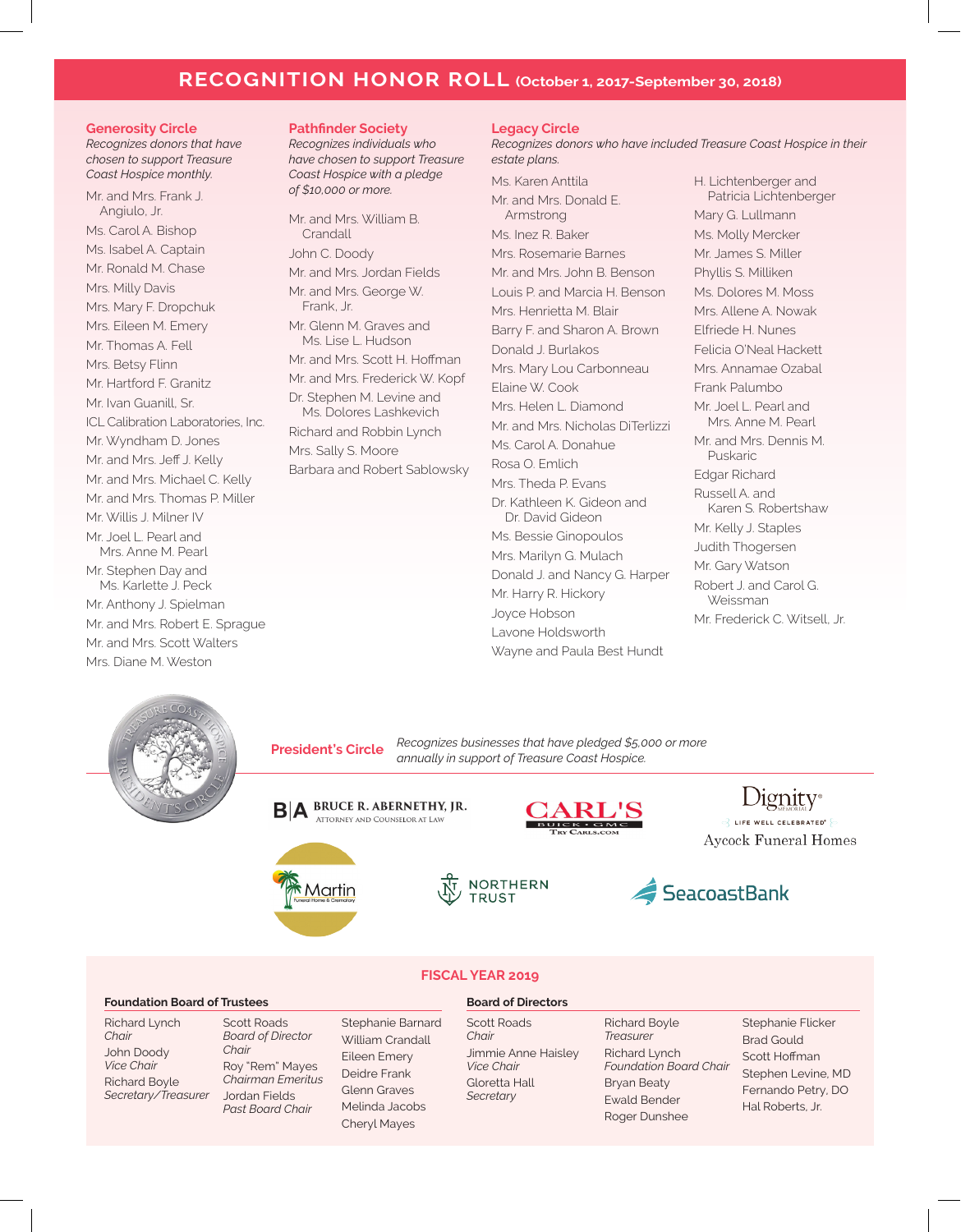# RECOGNITION HONOR ROLL (October 1, 2017-September 30, 2018)

## Generosity Circle

*Recognizes donors that have chosen to support Treasure Coast Hospice monthly.*

Mr. and Mrs. Frank J. Angiulo, Jr.
Ms. Carol A. Bishop
Ms. Isabel A. Captain
Mr. Ronald M. Chase
Mrs. Milly Davis
Mrs. Mary F. Dropchuk
Mrs. Eileen M. Emery
Mr. Thomas A. Fell
Mrs. Betsy Flinn
Mr. Hartford F. Granitz
Mr. Ivan Guanill, Sr.
ICL Calibration Laboratories, Inc.
Mr. Wyndham D. Jones
Mr. and Mrs. Jeff J. Kelly
Mr. and Mrs. Michael C. Kelly
Mr. and Mrs. Thomas P. Miller
Mr. Willis J. Milner IV
Mr. Joel L. Pearl and Mrs. Anne M. Pearl
Mr. Stephen Day and Ms. Karlette J. Peck
Mr. Anthony J. Spielman
Mr. and Mrs. Robert E. Sprague
Mr. and Mrs. Scott Walters
Mrs. Diane M. Weston

## Pathfinder Society

*Recognizes individuals who have chosen to support Treasure Coast Hospice with a pledge of $10,000 or more.*

Mr. and Mrs. William B. Crandall
John C. Doody
Mr. and Mrs. Jordan Fields
Mr. and Mrs. George W. Frank, Jr.
Mr. Glenn M. Graves and Ms. Lise L. Hudson
Mr. and Mrs. Scott H. Hoffman
Mr. and Mrs. Frederick W. Kopf
Dr. Stephen M. Levine and Ms. Dolores Lashkevich
Richard and Robbin Lynch
Mrs. Sally S. Moore
Barbara and Robert Sablowsky

## Legacy Circle

*Recognizes donors who have included Treasure Coast Hospice in their estate plans.*

Ms. Karen Anttila
Mr. and Mrs. Donald E. Armstrong
Ms. Inez R. Baker
Mrs. Rosemarie Barnes
Mr. and Mrs. John B. Benson
Louis P. and Marcia H. Benson
Mrs. Henrietta M. Blair
Barry F. and Sharon A. Brown
Donald J. Burlakos
Mrs. Mary Lou Carbonneau
Elaine W. Cook
Mrs. Helen L. Diamond
Mr. and Mrs. Nicholas DiTerlizzi
Ms. Carol A. Donahue
Rosa O. Emlich
Mrs. Theda P. Evans
Dr. Kathleen K. Gideon and Dr. David Gideon
Ms. Bessie Ginopoulos
Mrs. Marilyn G. Mulach
Donald J. and Nancy G. Harper
Mr. Harry R. Hickory
Joyce Hobson
Lavone Holdsworth
Wayne and Paula Best Hundt
H. Lichtenberger and Patricia Lichtenberger
Mary G. Lullmann
Ms. Molly Mercker
Mr. James S. Miller
Phyllis S. Milliken
Ms. Dolores M. Moss
Mrs. Allene A. Nowak
Elfriede H. Nunes
Felicia O'Neal Hackett
Mrs. Annamae Ozabal
Frank Palumbo
Mr. Joel L. Pearl and Mrs. Anne M. Pearl
Mr. and Mrs. Dennis M. Puskaric
Edgar Richard
Russell A. and Karen S. Robertshaw
Mr. Kelly J. Staples
Judith Thogersen
Mr. Gary Watson
Robert J. and Carol G. Weissman
Mr. Frederick C. Witsell, Jr.

## President's Circle

*Recognizes businesses that have pledged $5,000 or more annually in support of Treasure Coast Hospice.*

B|A Bruce R. Abernethy, Jr. Attorney and Counselor at Law
Carl's Buick • GMC Try Carls.com
Dignity Memorial Life Well Celebrated — Aycock Funeral Homes
Martin Funeral Home & Crematory
Northern Trust
SeacoastBank

## FISCAL YEAR 2019

### Foundation Board of Trustees

Richard Lynch
*Chair*
John Doody
*Vice Chair*
Richard Boyle
*Secretary/Treasurer*
Scott Roads
*Board of Director Chair*
Roy "Rem" Mayes
*Chairman Emeritus*
Jordan Fields
*Past Board Chair*
Stephanie Barnard
William Crandall
Eileen Emery
Deidre Frank
Glenn Graves
Melinda Jacobs
Cheryl Mayes

### Board of Directors

Scott Roads
*Chair*
Jimmie Anne Haisley
*Vice Chair*
Gloretta Hall
*Secretary*
Richard Boyle
*Treasurer*
Richard Lynch
*Foundation Board Chair*
Bryan Beaty
Ewald Bender
Roger Dunshee
Stephanie Flicker
Brad Gould
Scott Hoffman
Stephen Levine, MD
Fernando Petry, DO
Hal Roberts, Jr.